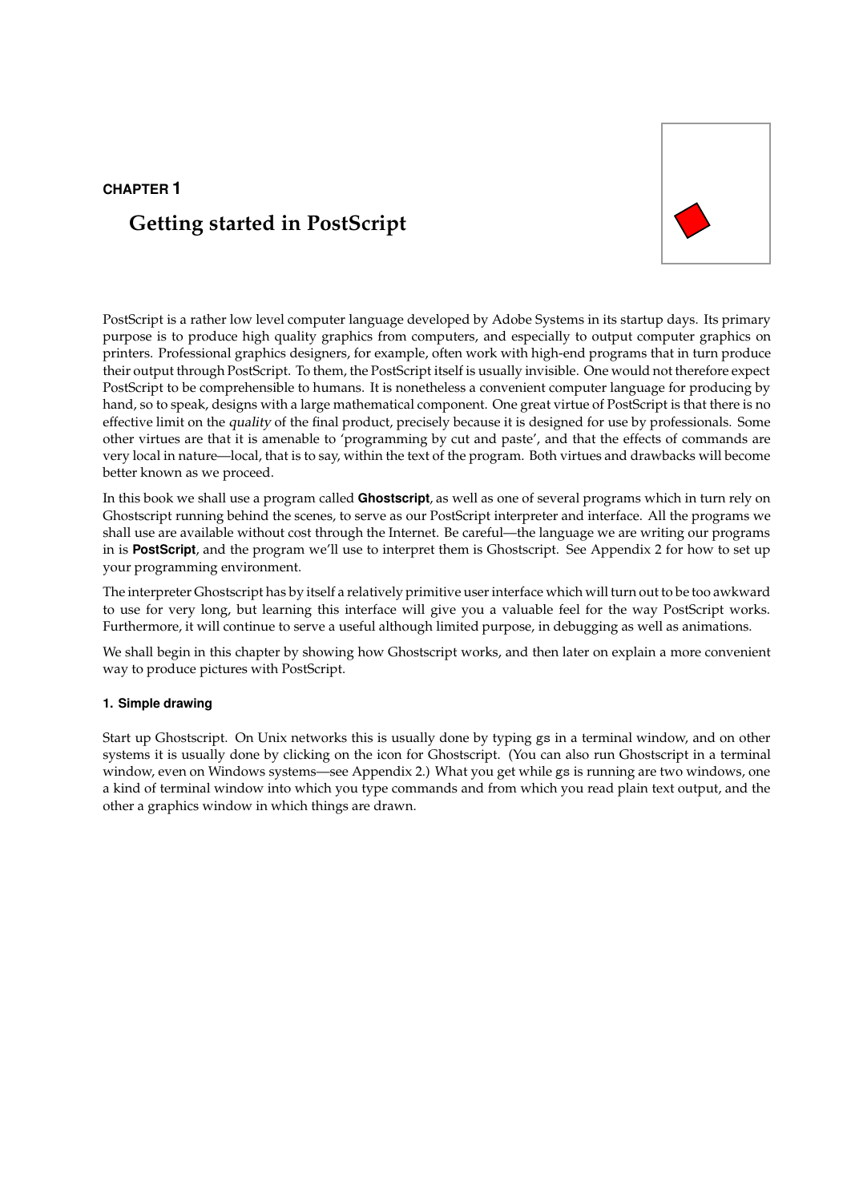**CHAPTER 1**

# Getting started in PostScript

PostScript is a rather low level computer language developed by Adobe Systems in its startup days. Its primary purpose is to produce high quality graphics from computers, and especially to output computer graphics on printers. Professional graphics designers, for example, often work with high-end programs that in turn produce their output through PostScript. To them, the PostScript itself is usually invisible. One would not therefore expect PostScript to be comprehensible to humans. It is nonetheless a convenient computer language for producing by hand, so to speak, designs with a large mathematical component. One great virtue of PostScript is that there is no effective limit on the *quality* of the final product, precisely because it is designed for use by professionals. Some other virtues are that it is amenable to 'programming by cut and paste', and that the effects of commands are very local in nature—local, that is to say, within the text of the program. Both virtues and drawbacks will become better known as we proceed.

In this book we shall use a program called **Ghostscript**, as well as one of several programs which in turn rely on Ghostscript running behind the scenes, to serve as our PostScript interpreter and interface. All the programs we shall use are available without cost through the Internet. Be careful—the language we are writing our programs in is **PostScript**, and the program we'll use to interpret them is Ghostscript. See Appendix 2 for how to set up your programming environment.

The interpreter Ghostscript has by itself a relatively primitive user interface which will turn out to be too awkward to use for very long, but learning this interface will give you a valuable feel for the way PostScript works. Furthermore, it will continue to serve a useful although limited purpose, in debugging as well as animations.

We shall begin in this chapter by showing how Ghostscript works, and then later on explain a more convenient way to produce pictures with PostScript.

#### 1. Simple drawing

Start up Ghostscript. On Unix networks this is usually done by typing `gs` in a terminal window, and on other systems it is usually done by clicking on the icon for Ghostscript. (You can also run Ghostscript in a terminal window, even on Windows systems—see Appendix 2.) What you get while `gs` is running are two windows, one a kind of terminal window into which you type commands and from which you read plain text output, and the other a graphics window in which things are drawn.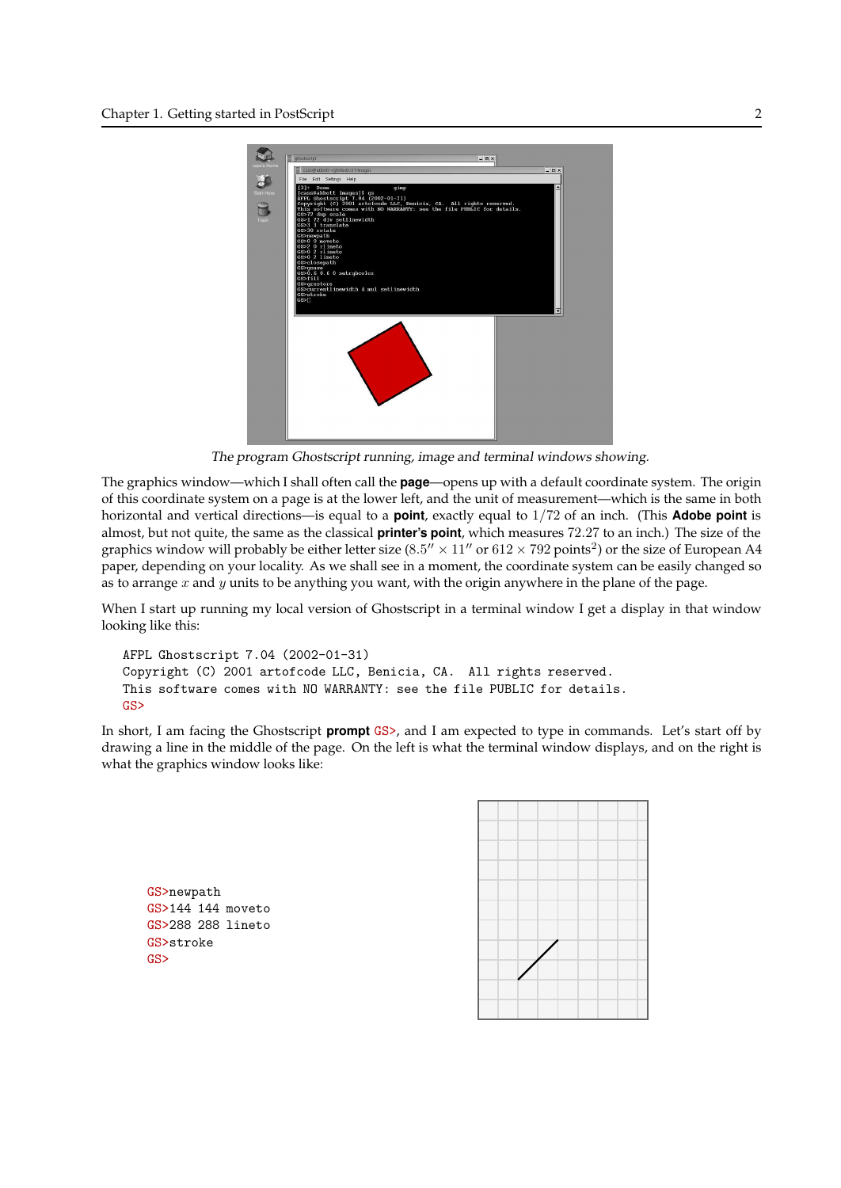*The program Ghostscript running, image and terminal windows showing.*

The graphics window—which I shall often call the **page**—opens up with a default coordinate system. The origin of this coordinate system on a page is at the lower left, and the unit of measurement—which is the same in both horizontal and vertical directions—is equal to a **point**, exactly equal to $1/72$ of an inch. (This **Adobe point** is almost, but not quite, the same as the classical **printer's point**, which measures 72.27 to an inch.) The size of the graphics window will probably be either letter size ($8.5'' \times 11''$ or $612 \times 792$ points$^2$) or the size of European A4 paper, depending on your locality. As we shall see in a moment, the coordinate system can be easily changed so as to arrange $x$ and $y$ units to be anything you want, with the origin anywhere in the plane of the page.

When I start up running my local version of Ghostscript in a terminal window I get a display in that window looking like this:

```
AFPL Ghostscript 7.04 (2002-01-31)
Copyright (C) 2001 artofcode LLC, Benicia, CA.  All rights reserved.
This software comes with NO WARRANTY: see the file PUBLIC for details.
GS>
```

In short, I am facing the Ghostscript **prompt** GS>, and I am expected to type in commands. Let's start off by drawing a line in the middle of the page. On the left is what the terminal window displays, and on the right is what the graphics window looks like:

```
GS>newpath
GS>144 144 moveto
GS>288 288 lineto
GS>stroke
GS>
```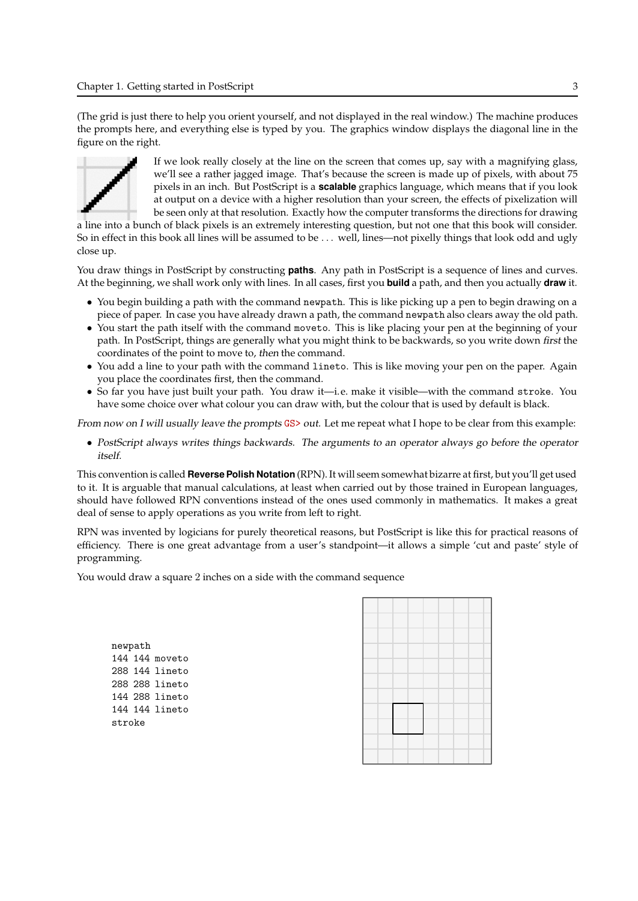(The grid is just there to help you orient yourself, and not displayed in the real window.) The machine produces the prompts here, and everything else is typed by you. The graphics window displays the diagonal line in the figure on the right.

If we look really closely at the line on the screen that comes up, say with a magnifying glass, we'll see a rather jagged image. That's because the screen is made up of pixels, with about 75 pixels in an inch. But PostScript is a **scalable** graphics language, which means that if you look at output on a device with a higher resolution than your screen, the effects of pixelization will be seen only at that resolution. Exactly how the computer transforms the directions for drawing a line into a bunch of black pixels is an extremely interesting question, but not one that this book will consider. So in effect in this book all lines will be assumed to be . . . well, lines—not pixelly things that look odd and ugly close up.

You draw things in PostScript by constructing **paths**. Any path in PostScript is a sequence of lines and curves. At the beginning, we shall work only with lines. In all cases, first you **build** a path, and then you actually **draw** it.

- You begin building a path with the command `newpath`. This is like picking up a pen to begin drawing on a piece of paper. In case you have already drawn a path, the command `newpath` also clears away the old path.
- You start the path itself with the command `moveto`. This is like placing your pen at the beginning of your path. In PostScript, things are generally what you might think to be backwards, so you write down *first* the coordinates of the point to move to, *then* the command.
- You add a line to your path with the command `lineto`. This is like moving your pen on the paper. Again you place the coordinates first, then the command.
- So far you have just built your path. You draw it—i.e. make it visible—with the command `stroke`. You have some choice over what colour you can draw with, but the colour that is used by default is black.

*From now on I will usually leave the prompts* GS> *out.* Let me repeat what I hope to be clear from this example:

- *PostScript always writes things backwards. The arguments to an operator always go before the operator itself.*

This convention is called **Reverse Polish Notation** (RPN). It will seem somewhat bizarre at first, but you'll get used to it. It is arguable that manual calculations, at least when carried out by those trained in European languages, should have followed RPN conventions instead of the ones used commonly in mathematics. It makes a great deal of sense to apply operations as you write from left to right.

RPN was invented by logicians for purely theoretical reasons, but PostScript is like this for practical reasons of efficiency. There is one great advantage from a user's standpoint—it allows a simple 'cut and paste' style of programming.

You would draw a square 2 inches on a side with the command sequence

```
newpath
144 144 moveto
288 144 lineto
288 288 lineto
144 288 lineto
144 144 lineto
stroke
```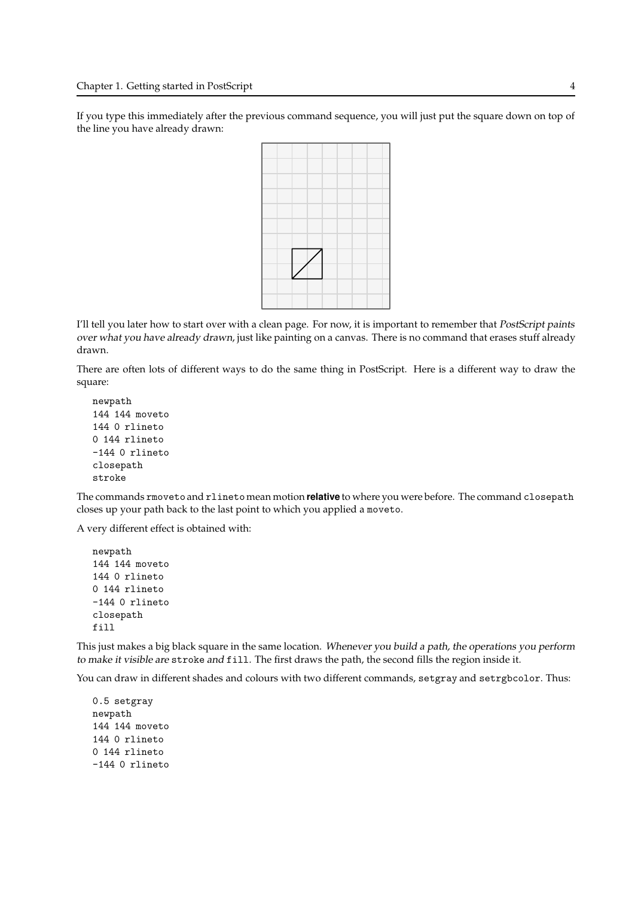If you type this immediately after the previous command sequence, you will just put the square down on top of the line you have already drawn:

I'll tell you later how to start over with a clean page. For now, it is important to remember that *PostScript paints over what you have already drawn*, just like painting on a canvas. There is no command that erases stuff already drawn.

There are often lots of different ways to do the same thing in PostScript. Here is a different way to draw the square:

```
newpath
144 144 moveto
144 0 rlineto
0 144 rlineto
-144 0 rlineto
closepath
stroke
```

The commands `rmoveto` and `rlineto` mean motion **relative** to where you were before. The command `closepath` closes up your path back to the last point to which you applied a `moveto`.

A very different effect is obtained with:

```
newpath
144 144 moveto
144 0 rlineto
0 144 rlineto
-144 0 rlineto
closepath
fill
```

This just makes a big black square in the same location. *Whenever you build a path, the operations you perform to make it visible are* `stroke` *and* `fill`. The first draws the path, the second fills the region inside it.

You can draw in different shades and colours with two different commands, `setgray` and `setrgbcolor`. Thus:

```
0.5 setgray
newpath
144 144 moveto
144 0 rlineto
0 144 rlineto
-144 0 rlineto
```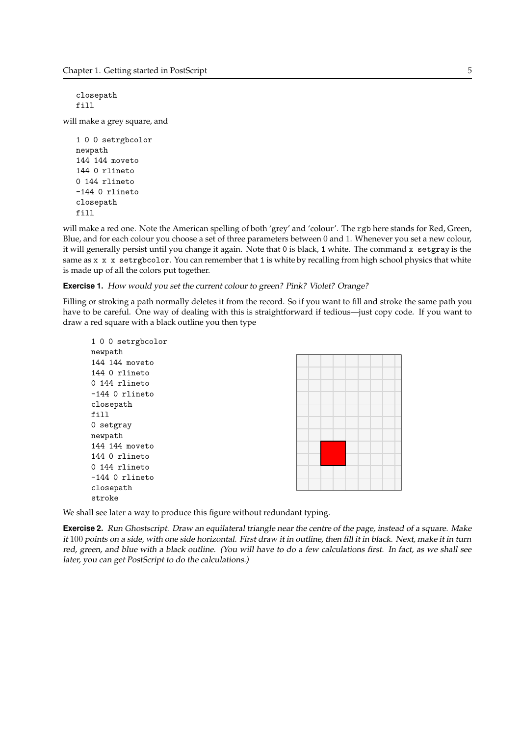```
closepath
fill
```

will make a grey square, and

```
1 0 0 setrgbcolor
newpath
144 144 moveto
144 0 rlineto
0 144 rlineto
-144 0 rlineto
closepath
fill
```

will make a red one. Note the American spelling of both 'grey' and 'colour'. The `rgb` here stands for Red, Green, Blue, and for each colour you choose a set of three parameters between 0 and 1. Whenever you set a new colour, it will generally persist until you change it again. Note that `0` is black, `1` white. The command `x setgray` is the same as `x x x setrgbcolor`. You can remember that `1` is white by recalling from high school physics that white is made up of all the colors put together.

**Exercise 1.** *How would you set the current colour to green? Pink? Violet? Orange?*

Filling or stroking a path normally deletes it from the record. So if you want to fill and stroke the same path you have to be careful. One way of dealing with this is straightforward if tedious—just copy code. If you want to draw a red square with a black outline you then type

```
1 0 0 setrgbcolor
newpath
144 144 moveto
144 0 rlineto
0 144 rlineto
-144 0 rlineto
closepath
fill
0 setgray
newpath
144 144 moveto
144 0 rlineto
0 144 rlineto
-144 0 rlineto
closepath
stroke
```

We shall see later a way to produce this figure without redundant typing.

**Exercise 2.** *Run Ghostscript. Draw an equilateral triangle near the centre of the page, instead of a square. Make it 100 points on a side, with one side horizontal. First draw it in outline, then fill it in black. Next, make it in turn red, green, and blue with a black outline. (You will have to do a few calculations first. In fact, as we shall see later, you can get PostScript to do the calculations.)*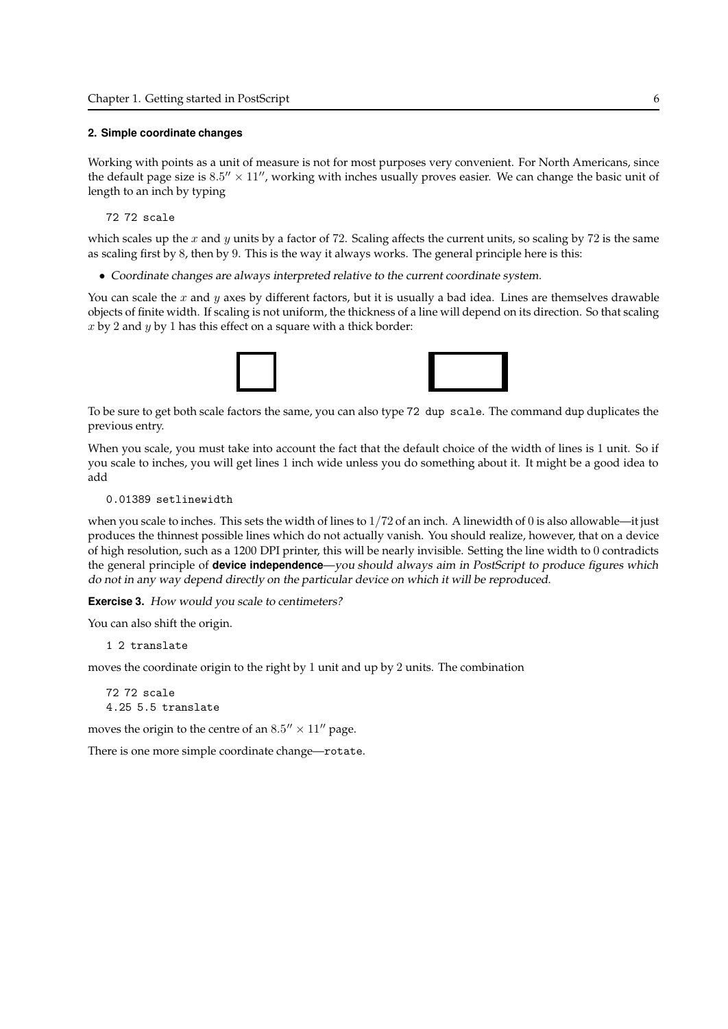### 2. Simple coordinate changes

Working with points as a unit of measure is not for most purposes very convenient. For North Americans, since the default page size is $8.5'' \times 11''$, working with inches usually proves easier. We can change the basic unit of length to an inch by typing

```
72 72 scale
```

which scales up the $x$ and $y$ units by a factor of 72. Scaling affects the current units, so scaling by 72 is the same as scaling first by 8, then by 9. This is the way it always works. The general principle here is this:

- *Coordinate changes are always interpreted relative to the current coordinate system.*

You can scale the $x$ and $y$ axes by different factors, but it is usually a bad idea. Lines are themselves drawable objects of finite width. If scaling is not uniform, the thickness of a line will depend on its direction. So that scaling $x$ by 2 and $y$ by 1 has this effect on a square with a thick border:

To be sure to get both scale factors the same, you can also type `72 dup scale`. The command `dup` duplicates the previous entry.

When you scale, you must take into account the fact that the default choice of the width of lines is 1 unit. So if you scale to inches, you will get lines 1 inch wide unless you do something about it. It might be a good idea to add

```
0.01389 setlinewidth
```

when you scale to inches. This sets the width of lines to $1/72$ of an inch. A linewidth of 0 is also allowable—it just produces the thinnest possible lines which do not actually vanish. You should realize, however, that on a device of high resolution, such as a 1200 DPI printer, this will be nearly invisible. Setting the line width to 0 contradicts the general principle of **device independence**—*you should always aim in PostScript to produce figures which do not in any way depend directly on the particular device on which it will be reproduced.*

**Exercise 3.** *How would you scale to centimeters?*

You can also shift the origin.

```
1 2 translate
```

moves the coordinate origin to the right by 1 unit and up by 2 units. The combination

```
72 72 scale
4.25 5.5 translate
```

moves the origin to the centre of an $8.5'' \times 11''$ page.

There is one more simple coordinate change—`rotate`.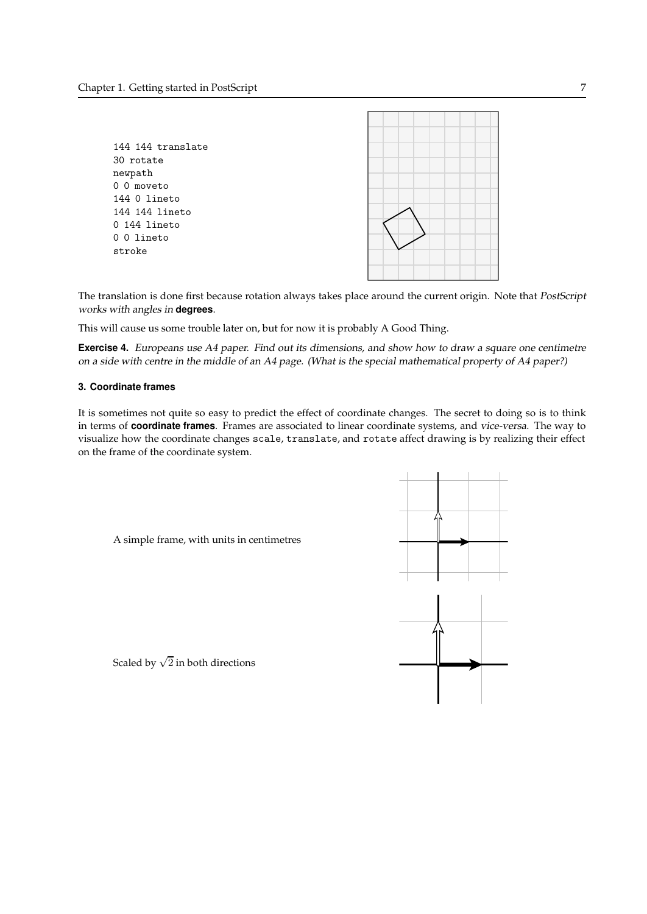```
144 144 translate
30 rotate
newpath
0 0 moveto
144 0 lineto
144 144 lineto
0 144 lineto
0 0 lineto
stroke
```

The translation is done first because rotation always takes place around the current origin. Note that *PostScript works with angles in* **degrees**.

This will cause us some trouble later on, but for now it is probably A Good Thing.

**Exercise 4.** *Europeans use A4 paper. Find out its dimensions, and show how to draw a square one centimetre on a side with centre in the middle of an A4 page. (What is the special mathematical property of A4 paper?)*

### 3. Coordinate frames

It is sometimes not quite so easy to predict the effect of coordinate changes. The secret to doing so is to think in terms of **coordinate frames**. Frames are associated to linear coordinate systems, and *vice-versa*. The way to visualize how the coordinate changes `scale`, `translate`, and `rotate` affect drawing is by realizing their effect on the frame of the coordinate system.

A simple frame, with units in centimetres

Scaled by $\sqrt{2}$ in both directions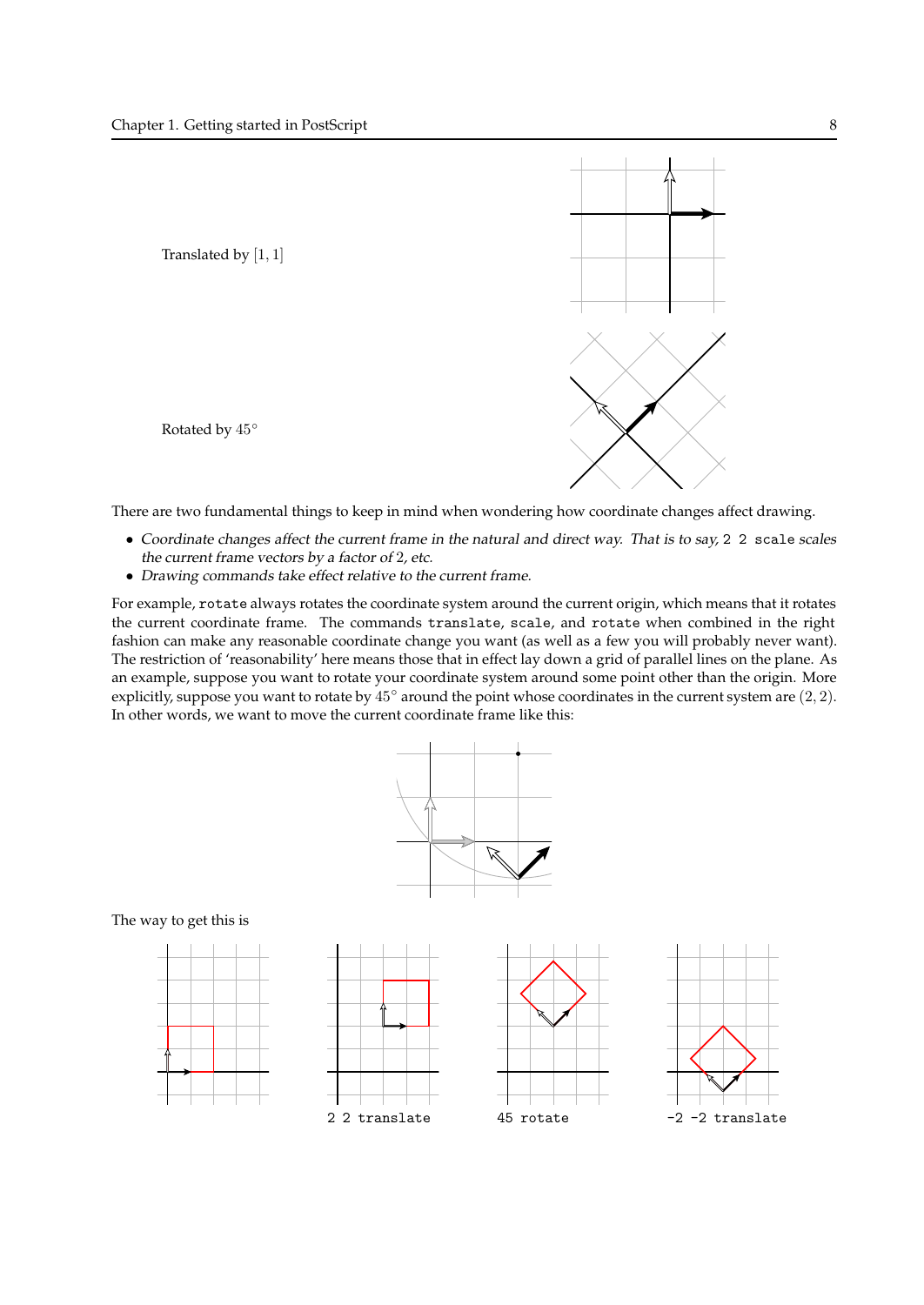Translated by $[1, 1]$

Rotated by $45^\circ$

There are two fundamental things to keep in mind when wondering how coordinate changes affect drawing.

- *Coordinate changes affect the current frame in the natural and direct way. That is to say,* `2 2 scale` *scales the current frame vectors by a factor of* 2*, etc.*
- *Drawing commands take effect relative to the current frame.*

For example, `rotate` always rotates the coordinate system around the current origin, which means that it rotates the current coordinate frame. The commands `translate`, `scale`, and `rotate` when combined in the right fashion can make any reasonable coordinate change you want (as well as a few you will probably never want). The restriction of 'reasonability' here means those that in effect lay down a grid of parallel lines on the plane. As an example, suppose you want to rotate your coordinate system around some point other than the origin. More explicitly, suppose you want to rotate by $45^\circ$ around the point whose coordinates in the current system are $(2, 2)$. In other words, we want to move the current coordinate frame like this:

The way to get this is

`2 2 translate`

`45 rotate`

`-2 -2 translate`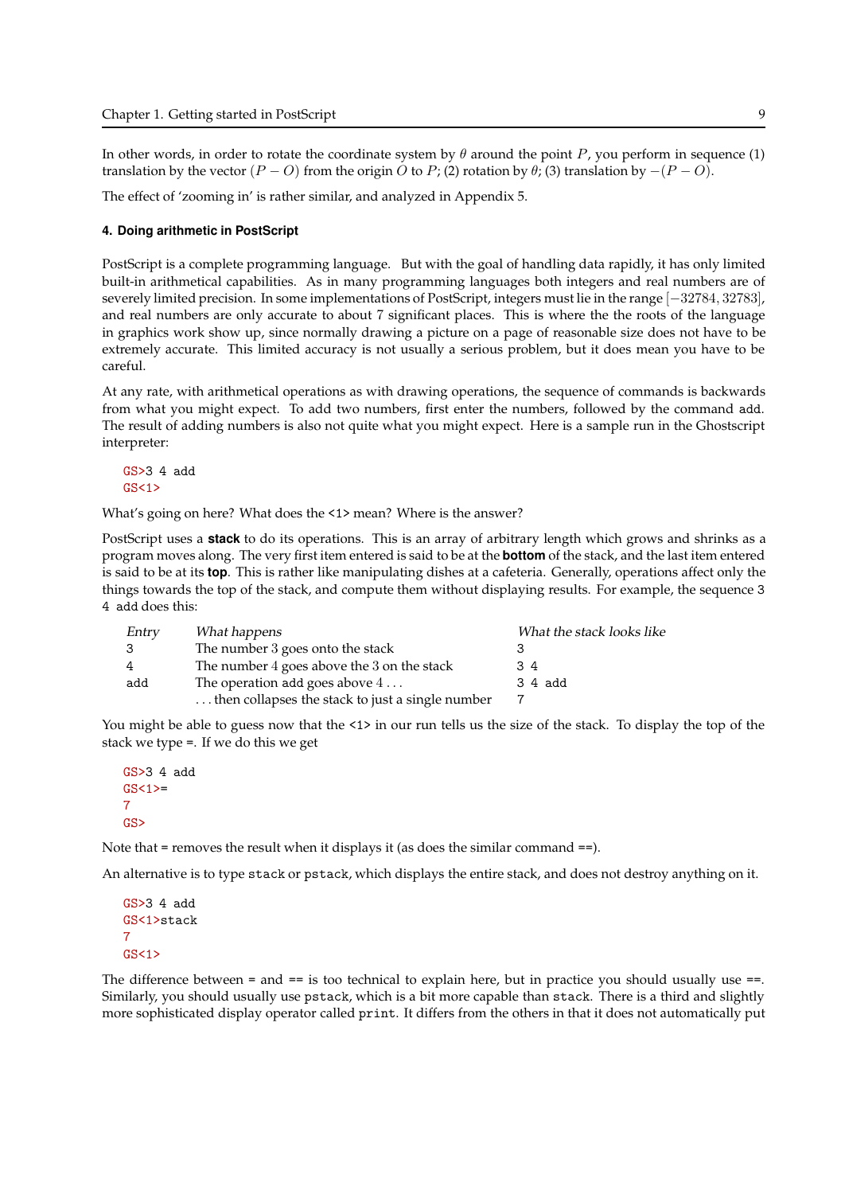In other words, in order to rotate the coordinate system by $\theta$ around the point $P$, you perform in sequence (1) translation by the vector $(P - O)$ from the origin $O$ to $P$; (2) rotation by $\theta$; (3) translation by $-(P - O)$.

The effect of 'zooming in' is rather similar, and analyzed in Appendix 5.

### 4. Doing arithmetic in PostScript

PostScript is a complete programming language. But with the goal of handling data rapidly, it has only limited built-in arithmetical capabilities. As in many programming languages both integers and real numbers are of severely limited precision. In some implementations of PostScript, integers must lie in the range $[-32784, 32783]$, and real numbers are only accurate to about 7 significant places. This is where the the roots of the language in graphics work show up, since normally drawing a picture on a page of reasonable size does not have to be extremely accurate. This limited accuracy is not usually a serious problem, but it does mean you have to be careful.

At any rate, with arithmetical operations as with drawing operations, the sequence of commands is backwards from what you might expect. To add two numbers, first enter the numbers, followed by the command `add`. The result of adding numbers is also not quite what you might expect. Here is a sample run in the Ghostscript interpreter:

```
GS>3 4 add
GS<1>
```

What's going on here? What does the `<1>` mean? Where is the answer?

PostScript uses a **stack** to do its operations. This is an array of arbitrary length which grows and shrinks as a program moves along. The very first item entered is said to be at the **bottom** of the stack, and the last item entered is said to be at its **top**. This is rather like manipulating dishes at a cafeteria. Generally, operations affect only the things towards the top of the stack, and compute them without displaying results. For example, the sequence `3 4 add` does this:

| *Entry* | *What happens* | *What the stack looks like* |
|---|---|---|
| `3` | The number 3 goes onto the stack | `3` |
| `4` | The number 4 goes above the 3 on the stack | `3 4` |
| `add` | The operation `add` goes above 4 ... | `3 4 add` |
| | ... then collapses the stack to just a single number | `7` |

You might be able to guess now that the `<1>` in our run tells us the size of the stack. To display the top of the stack we type `=`. If we do this we get

```
GS>3 4 add
GS<1>=
7
GS>
```

Note that `=` removes the result when it displays it (as does the similar command `==`).

An alternative is to type `stack` or `pstack`, which displays the entire stack, and does not destroy anything on it.

```
GS>3 4 add
GS<1>stack
7
GS<1>
```

The difference between `=` and `==` is too technical to explain here, but in practice you should usually use `==`. Similarly, you should usually use `pstack`, which is a bit more capable than `stack`. There is a third and slightly more sophisticated display operator called `print`. It differs from the others in that it does not automatically put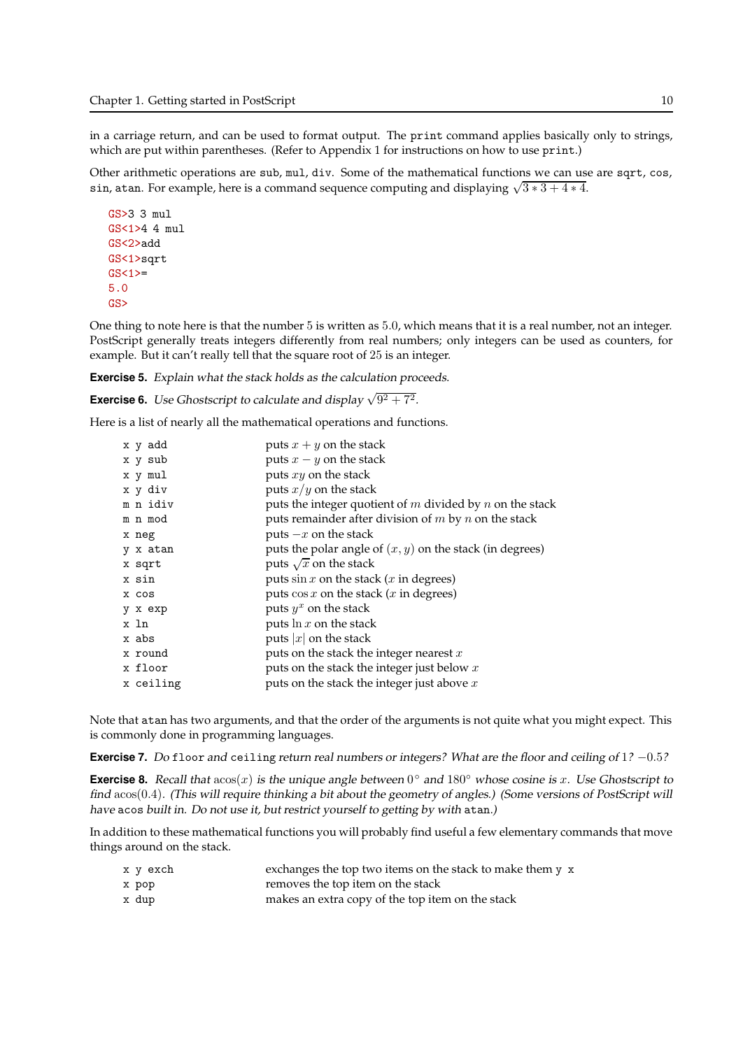in a carriage return, and can be used to format output. The `print` command applies basically only to strings, which are put within parentheses. (Refer to Appendix 1 for instructions on how to use `print`.)

Other arithmetic operations are `sub`, `mul`, `div`. Some of the mathematical functions we can use are `sqrt`, `cos`, `sin`, `atan`. For example, here is a command sequence computing and displaying $\sqrt{3*3+4*4}$.

```
GS>3 3 mul
GS<1>4 4 mul
GS<2>add
GS<1>sqrt
GS<1>=
5.0
GS>
```

One thing to note here is that the number 5 is written as 5.0, which means that it is a real number, not an integer. PostScript generally treats integers differently from real numbers; only integers can be used as counters, for example. But it can't really tell that the square root of 25 is an integer.

**Exercise 5.** *Explain what the stack holds as the calculation proceeds.*

**Exercise 6.** *Use Ghostscript to calculate and display* $\sqrt{9^2+7^2}$.

Here is a list of nearly all the mathematical operations and functions.

| | |
|---|---|
| `x y add` | puts $x+y$ on the stack |
| `x y sub` | puts $x-y$ on the stack |
| `x y mul` | puts $xy$ on the stack |
| `x y div` | puts $x/y$ on the stack |
| `m n idiv` | puts the integer quotient of $m$ divided by $n$ on the stack |
| `m n mod` | puts remainder after division of $m$ by $n$ on the stack |
| `x neg` | puts $-x$ on the stack |
| `y x atan` | puts the polar angle of $(x,y)$ on the stack (in degrees) |
| `x sqrt` | puts $\sqrt{x}$ on the stack |
| `x sin` | puts $\sin x$ on the stack ($x$ in degrees) |
| `x cos` | puts $\cos x$ on the stack ($x$ in degrees) |
| `y x exp` | puts $y^x$ on the stack |
| `x ln` | puts $\ln x$ on the stack |
| `x abs` | puts $\lvert x \rvert$ on the stack |
| `x round` | puts on the stack the integer nearest $x$ |
| `x floor` | puts on the stack the integer just below $x$ |
| `x ceiling` | puts on the stack the integer just above $x$ |

Note that `atan` has two arguments, and that the order of the arguments is not quite what you might expect. This is commonly done in programming languages.

**Exercise 7.** *Do* `floor` *and* `ceiling` *return real numbers or integers? What are the floor and ceiling of* $1$? $-0.5$?

**Exercise 8.** *Recall that* $\operatorname{acos}(x)$ *is the unique angle between* $0°$ *and* $180°$ *whose cosine is* $x$. *Use Ghostscript to find* $\operatorname{acos}(0.4)$. *(This will require thinking a bit about the geometry of angles.) (Some versions of PostScript will have* `acos` *built in. Do not use it, but restrict yourself to getting by with* `atan`*.)*

In addition to these mathematical functions you will probably find useful a few elementary commands that move things around on the stack.

| | |
|---|---|
| `x y exch` | exchanges the top two items on the stack to make them `y x` |
| `x pop` | removes the top item on the stack |
| `x dup` | makes an extra copy of the top item on the stack |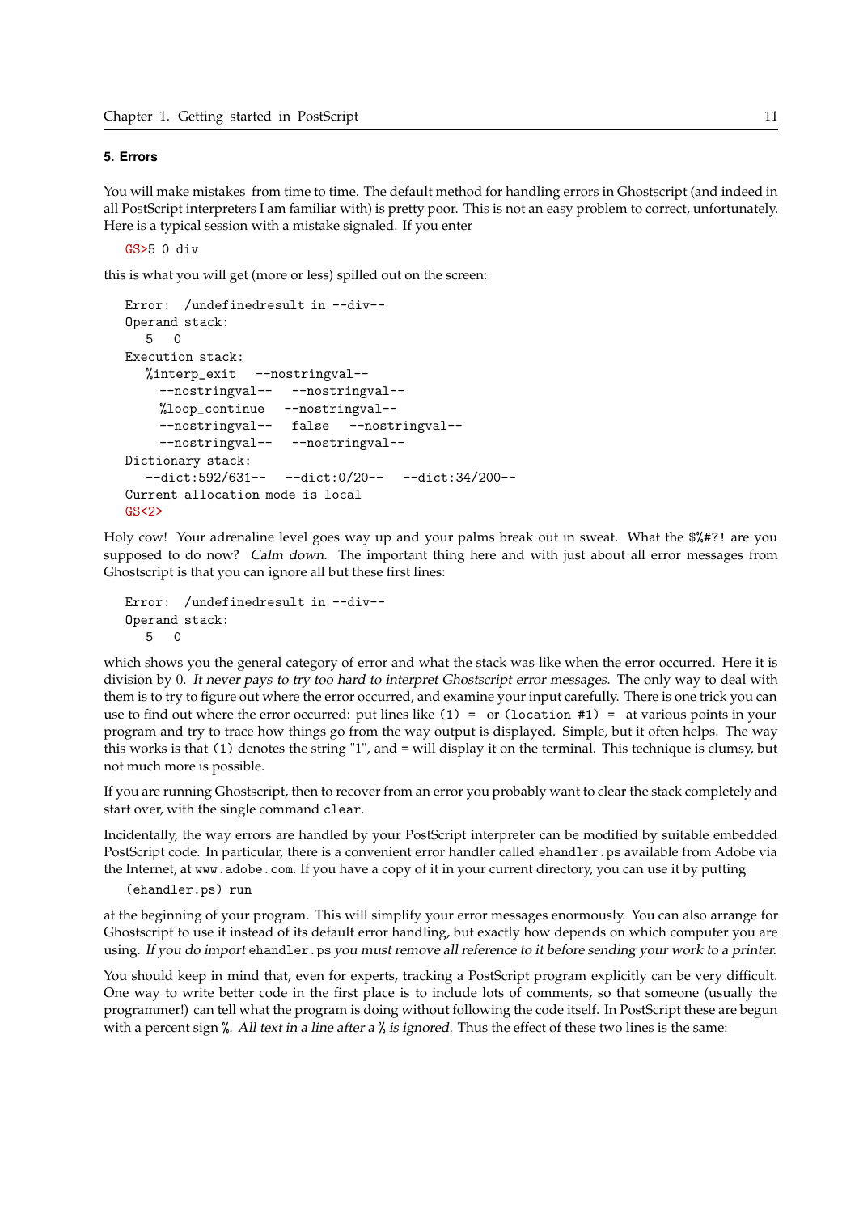#### 5. Errors

You will make mistakes from time to time. The default method for handling errors in Ghostscript (and indeed in all PostScript interpreters I am familiar with) is pretty poor. This is not an easy problem to correct, unfortunately. Here is a typical session with a mistake signaled. If you enter

```
GS>5 0 div
```

this is what you will get (more or less) spilled out on the screen:

```
Error:  /undefinedresult in --div--
Operand stack:
   5   0
Execution stack:
   %interp_exit   --nostringval--
     --nostringval--   --nostringval--
     %loop_continue   --nostringval--
     --nostringval--   false   --nostringval--
     --nostringval--   --nostringval--
Dictionary stack:
   --dict:592/631--   --dict:0/20--   --dict:34/200--
Current allocation mode is local
GS<2>
```

Holy cow! Your adrenaline level goes way up and your palms break out in sweat. What the $%#?! are you supposed to do now? *Calm down.* The important thing here and with just about all error messages from Ghostscript is that you can ignore all but these first lines:

```
Error:  /undefinedresult in --div--
Operand stack:
   5   0
```

which shows you the general category of error and what the stack was like when the error occurred. Here it is division by 0. *It never pays to try too hard to interpret Ghostscript error messages.* The only way to deal with them is to try to figure out where the error occurred, and examine your input carefully. There is one trick you can use to find out where the error occurred: put lines like `(1) =` or `(location #1) =` at various points in your program and try to trace how things go from the way output is displayed. Simple, but it often helps. The way this works is that `(1)` denotes the string "1", and `=` will display it on the terminal. This technique is clumsy, but not much more is possible.

If you are running Ghostscript, then to recover from an error you probably want to clear the stack completely and start over, with the single command `clear`.

Incidentally, the way errors are handled by your PostScript interpreter can be modified by suitable embedded PostScript code. In particular, there is a convenient error handler called `ehandler.ps` available from Adobe via the Internet, at `www.adobe.com`. If you have a copy of it in your current directory, you can use it by putting

```
(ehandler.ps) run
```

at the beginning of your program. This will simplify your error messages enormously. You can also arrange for Ghostscript to use it instead of its default error handling, but exactly how depends on which computer you are using. *If you do import* `ehandler.ps` *you must remove all reference to it before sending your work to a printer.*

You should keep in mind that, even for experts, tracking a PostScript program explicitly can be very difficult. One way to write better code in the first place is to include lots of comments, so that someone (usually the programmer!) can tell what the program is doing without following the code itself. In PostScript these are begun with a percent sign %. *All text in a line after a* % *is ignored.* Thus the effect of these two lines is the same: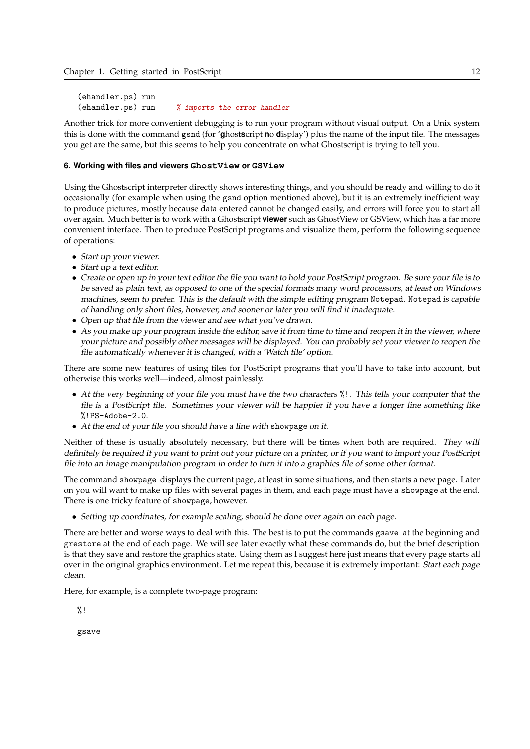```
(ehandler.ps) run
(ehandler.ps) run     % imports the error handler
```

Another trick for more convenient debugging is to run your program without visual output. On a Unix system this is done with the command `gsnd` (for '**g**host**s**cript **n**o **d**isplay') plus the name of the input file. The messages you get are the same, but this seems to help you concentrate on what Ghostscript is trying to tell you.

#### 6. Working with files and viewers `GhostView` or `GSView`

Using the Ghostscript interpreter directly shows interesting things, and you should be ready and willing to do it occasionally (for example when using the `gsnd` option mentioned above), but it is an extremely inefficient way to produce pictures, mostly because data entered cannot be changed easily, and errors will force you to start all over again. Much better is to work with a Ghostscript **viewer** such as GhostView or GSView, which has a far more convenient interface. Then to produce PostScript programs and visualize them, perform the following sequence of operations:

- *Start up your viewer.*
- *Start up a text editor.*
- *Create or open up in your text editor the file you want to hold your PostScript program. Be sure your file is to be saved as plain text, as opposed to one of the special formats many word processors, at least on Windows machines, seem to prefer. This is the default with the simple editing program* `Notepad`. `Notepad` *is capable of handling only short files, however, and sooner or later you will find it inadequate.*
- *Open up that file from the viewer and see what you've drawn.*
- *As you make up your program inside the editor, save it from time to time and reopen it in the viewer, where your picture and possibly other messages will be displayed. You can probably set your viewer to reopen the file automatically whenever it is changed, with a 'Watch file' option.*

There are some new features of using files for PostScript programs that you'll have to take into account, but otherwise this works well—indeed, almost painlessly.

- *At the very beginning of your file you must have the two characters* `%!`. *This tells your computer that the file is a PostScript file. Sometimes your viewer will be happier if you have a longer line something like* `%!PS-Adobe-2.0`.
- *At the end of your file you should have a line with* `showpage` *on it.*

Neither of these is usually absolutely necessary, but there will be times when both are required. *They will definitely be required if you want to print out your picture on a printer, or if you want to import your PostScript file into an image manipulation program in order to turn it into a graphics file of some other format.*

The command `showpage` displays the current page, at least in some situations, and then starts a new page. Later on you will want to make up files with several pages in them, and each page must have a `showpage` at the end. There is one tricky feature of `showpage`, however.

- *Setting up coordinates, for example scaling, should be done over again on each page.*

There are better and worse ways to deal with this. The best is to put the commands `gsave` at the beginning and `grestore` at the end of each page. We will see later exactly what these commands do, but the brief description is that they save and restore the graphics state. Using them as I suggest here just means that every page starts all over in the original graphics environment. Let me repeat this, because it is extremely important: *Start each page clean.*

Here, for example, is a complete two-page program:

```
%!

gsave
```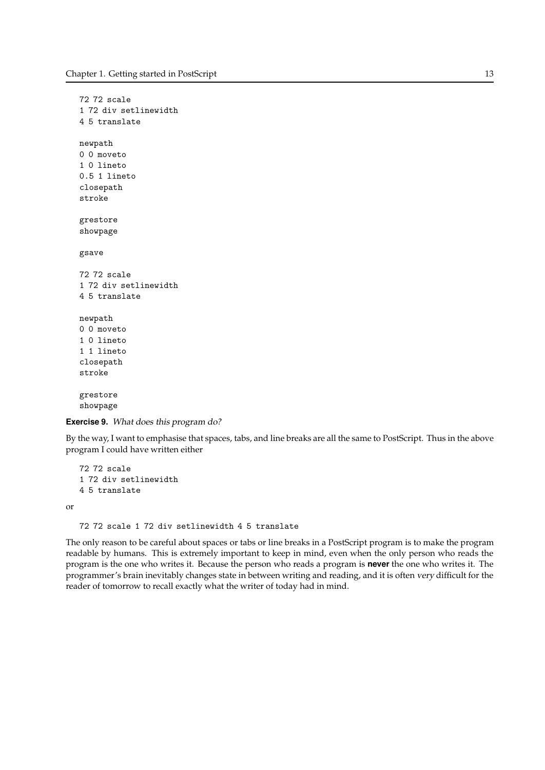```
72 72 scale
1 72 div setlinewidth
4 5 translate

newpath
0 0 moveto
1 0 lineto
0.5 1 lineto
closepath
stroke

grestore
showpage

gsave

72 72 scale
1 72 div setlinewidth
4 5 translate

newpath
0 0 moveto
1 0 lineto
1 1 lineto
closepath
stroke

grestore
showpage
```

**Exercise 9.** *What does this program do?*

By the way, I want to emphasise that spaces, tabs, and line breaks are all the same to PostScript. Thus in the above program I could have written either

```
72 72 scale
1 72 div setlinewidth
4 5 translate
```

or

```
72 72 scale 1 72 div setlinewidth 4 5 translate
```

The only reason to be careful about spaces or tabs or line breaks in a PostScript program is to make the program readable by humans. This is extremely important to keep in mind, even when the only person who reads the program is the one who writes it. Because the person who reads a program is **never** the one who writes it. The programmer's brain inevitably changes state in between writing and reading, and it is often *very* difficult for the reader of tomorrow to recall exactly what the writer of today had in mind.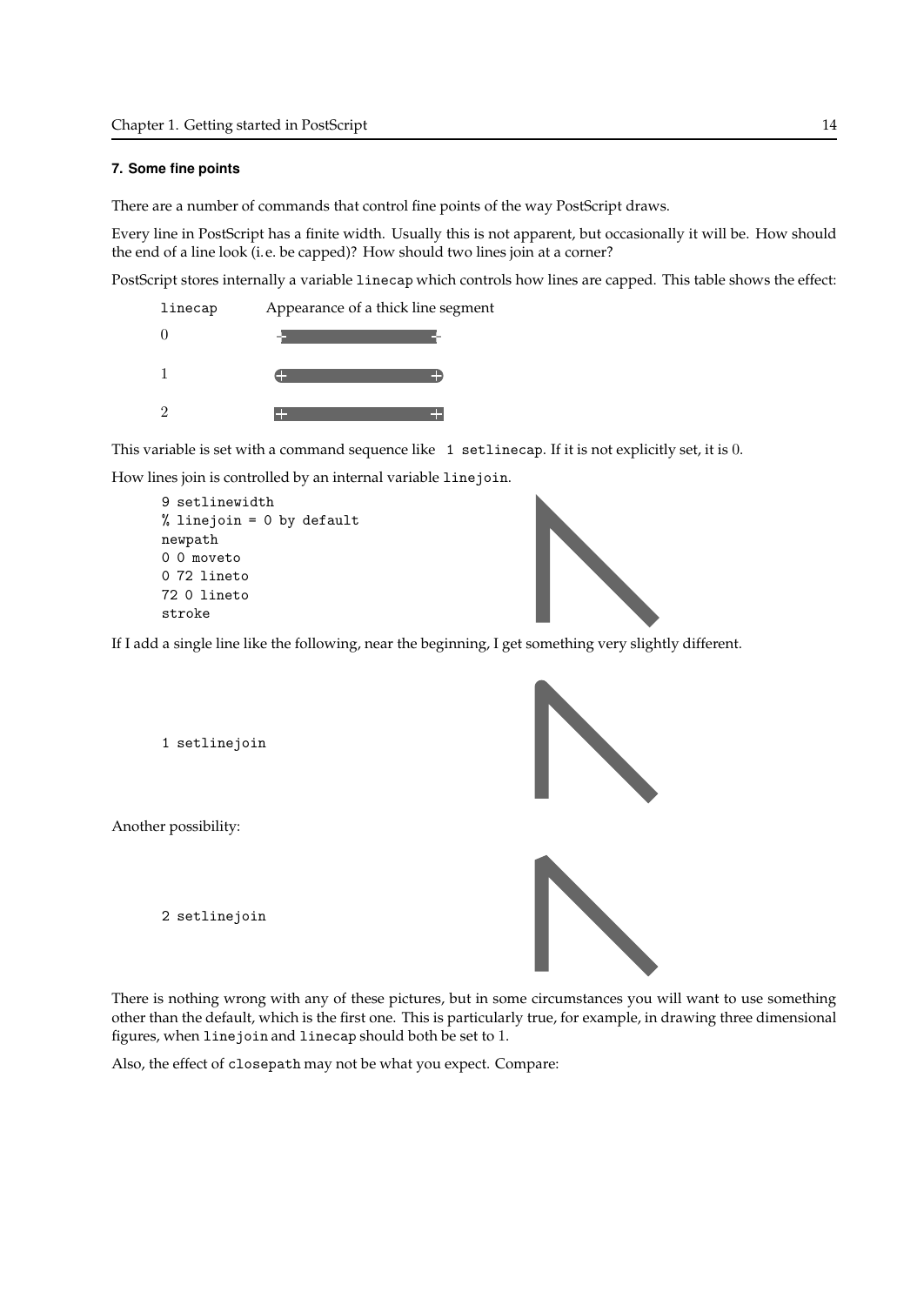### 7. Some fine points

There are a number of commands that control fine points of the way PostScript draws.

Every line in PostScript has a finite width. Usually this is not apparent, but occasionally it will be. How should the end of a line look (i. e. be capped)? How should two lines join at a corner?

PostScript stores internally a variable `linecap` which controls how lines are capped. This table shows the effect:

| linecap | Appearance of a thick line segment |
|---|---|
| 0 | |
| 1 | |
| 2 | |

This variable is set with a command sequence like `1 setlinecap`. If it is not explicitly set, it is 0.

How lines join is controlled by an internal variable `linejoin`.

```
9 setlinewidth
% linejoin = 0 by default
newpath
0 0 moveto
0 72 lineto
72 0 lineto
stroke
```

If I add a single line like the following, near the beginning, I get something very slightly different.

```
1 setlinejoin
```

Another possibility:

```
2 setlinejoin
```

There is nothing wrong with any of these pictures, but in some circumstances you will want to use something other than the default, which is the first one. This is particularly true, for example, in drawing three dimensional figures, when `linejoin` and `linecap` should both be set to 1.

Also, the effect of `closepath` may not be what you expect. Compare: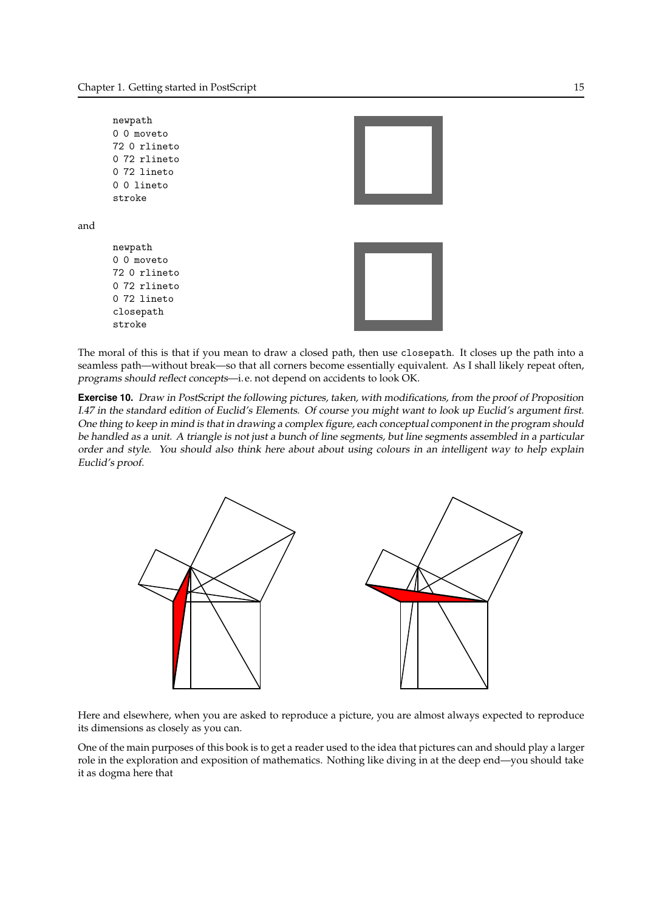```
newpath
0 0 moveto
72 0 rlineto
0 72 rlineto
0 72 lineto
0 0 lineto
stroke
```

and

```
newpath
0 0 moveto
72 0 rlineto
0 72 rlineto
0 72 lineto
closepath
stroke
```

The moral of this is that if you mean to draw a closed path, then use `closepath`. It closes up the path into a seamless path—without break—so that all corners become essentially equivalent. As I shall likely repeat often, *programs should reflect concepts*—i. e. not depend on accidents to look OK.

**Exercise 10.** *Draw in PostScript the following pictures, taken, with modifications, from the proof of Proposition I.47 in the standard edition of Euclid's Elements. Of course you might want to look up Euclid's argument first. One thing to keep in mind is that in drawing a complex figure, each conceptual component in the program should be handled as a unit. A triangle is not just a bunch of line segments, but line segments assembled in a particular order and style. You should also think here about about using colours in an intelligent way to help explain Euclid's proof.*

Here and elsewhere, when you are asked to reproduce a picture, you are almost always expected to reproduce its dimensions as closely as you can.

One of the main purposes of this book is to get a reader used to the idea that pictures can and should play a larger role in the exploration and exposition of mathematics. Nothing like diving in at the deep end—you should take it as dogma here that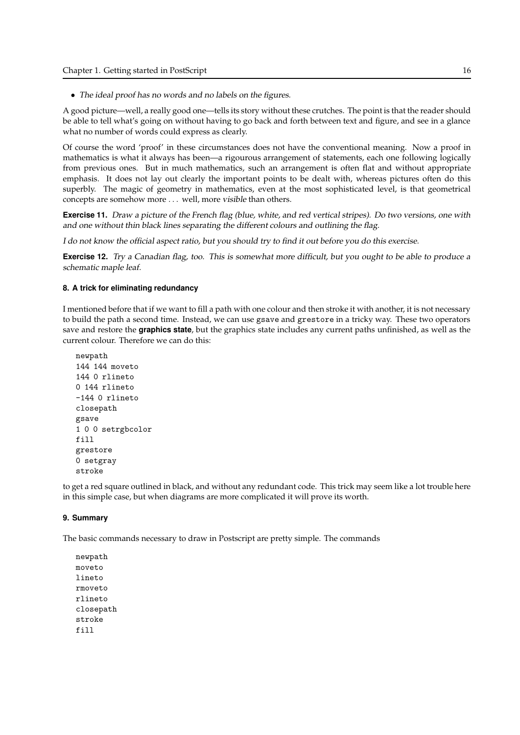- *The ideal proof has no words and no labels on the figures.*

A good picture—well, a really good one—tells its story without these crutches. The point is that the reader should be able to tell what's going on without having to go back and forth between text and figure, and see in a glance what no number of words could express as clearly.

Of course the word 'proof' in these circumstances does not have the conventional meaning. Now a proof in mathematics is what it always has been—a rigourous arrangement of statements, each one following logically from previous ones. But in much mathematics, such an arrangement is often flat and without appropriate emphasis. It does not lay out clearly the important points to be dealt with, whereas pictures often do this superbly. The magic of geometry in mathematics, even at the most sophisticated level, is that geometrical concepts are somehow more . . . well, more *visible* than others.

**Exercise 11.** *Draw a picture of the French flag (blue, white, and red vertical stripes). Do two versions, one with and one without thin black lines separating the different colours and outlining the flag.*

*I do not know the official aspect ratio, but you should try to find it out before you do this exercise.*

**Exercise 12.** *Try a Canadian flag, too. This is somewhat more difficult, but you ought to be able to produce a schematic maple leaf.*

### 8. A trick for eliminating redundancy

I mentioned before that if we want to fill a path with one colour and then stroke it with another, it is not necessary to build the path a second time. Instead, we can use `gsave` and `grestore` in a tricky way. These two operators save and restore the **graphics state**, but the graphics state includes any current paths unfinished, as well as the current colour. Therefore we can do this:

```
newpath
144 144 moveto
144 0 rlineto
0 144 rlineto
-144 0 rlineto
closepath
gsave
1 0 0 setrgbcolor
fill
grestore
0 setgray
stroke
```

to get a red square outlined in black, and without any redundant code. This trick may seem like a lot trouble here in this simple case, but when diagrams are more complicated it will prove its worth.

### 9. Summary

The basic commands necessary to draw in Postscript are pretty simple. The commands

```
newpath
moveto
lineto
rmoveto
rlineto
closepath
stroke
fill
```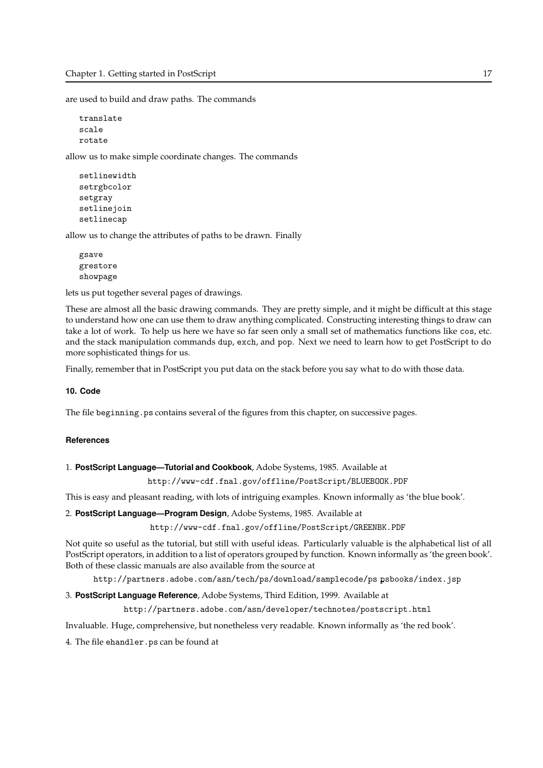are used to build and draw paths. The commands

```
translate
scale
rotate
```

allow us to make simple coordinate changes. The commands

```
setlinewidth
setrgbcolor
setgray
setlinejoin
setlinecap
```

allow us to change the attributes of paths to be drawn. Finally

```
gsave
grestore
showpage
```

lets us put together several pages of drawings.

These are almost all the basic drawing commands. They are pretty simple, and it might be difficult at this stage to understand how one can use them to draw anything complicated. Constructing interesting things to draw can take a lot of work. To help us here we have so far seen only a small set of mathematics functions like `cos`, etc. and the stack manipulation commands `dup`, `exch`, and `pop`. Next we need to learn how to get PostScript to do more sophisticated things for us.

Finally, remember that in PostScript you put data on the stack before you say what to do with those data.

#### 10. Code

The file `beginning.ps` contains several of the figures from this chapter, on successive pages.

#### References

1. **PostScript Language—Tutorial and Cookbook**, Adobe Systems, 1985. Available at

   `http://www-cdf.fnal.gov/offline/PostScript/BLUEBOOK.PDF`

This is easy and pleasant reading, with lots of intriguing examples. Known informally as 'the blue book'.

2. **PostScript Language—Program Design**, Adobe Systems, 1985. Available at

   `http://www-cdf.fnal.gov/offline/PostScript/GREENBK.PDF`

Not quite so useful as the tutorial, but still with useful ideas. Particularly valuable is the alphabetical list of all PostScript operators, in addition to a list of operators grouped by function. Known informally as 'the green book'. Both of these classic manuals are also available from the source at

`http://partners.adobe.com/asn/tech/ps/download/samplecode/ps_psbooks/index.jsp`

3. **PostScript Language Reference**, Adobe Systems, Third Edition, 1999. Available at

   `http://partners.adobe.com/asn/developer/technotes/postscript.html`

Invaluable. Huge, comprehensive, but nonetheless very readable. Known informally as 'the red book'.

4. The file `ehandler.ps` can be found at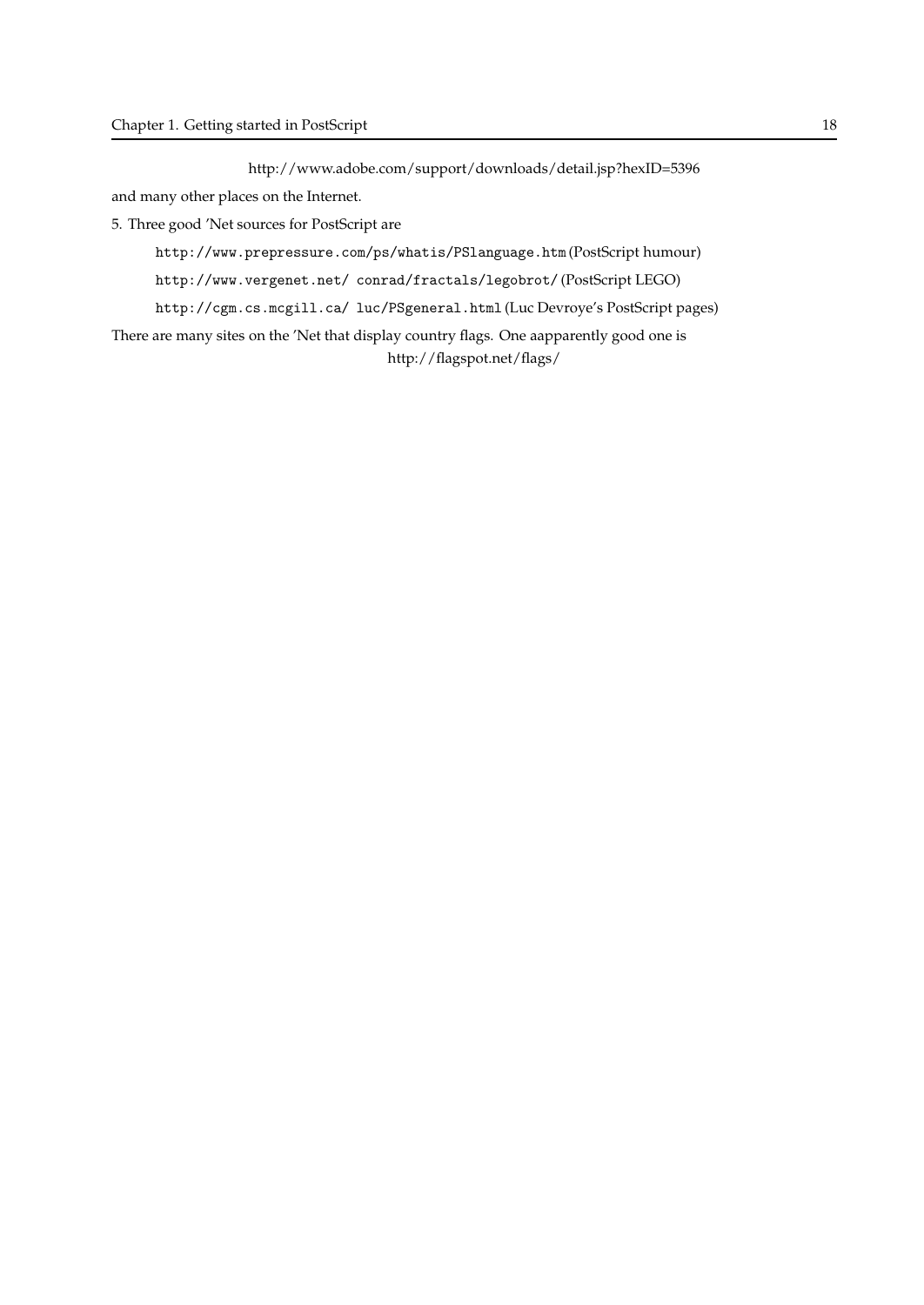http://www.adobe.com/support/downloads/detail.jsp?hexID=5396

and many other places on the Internet.

5. Three good 'Net sources for PostScript are

`http://www.prepressure.com/ps/whatis/PSlanguage.htm` (PostScript humour)

`http://www.vergenet.net/ conrad/fractals/legobrot/` (PostScript LEGO)

`http://cgm.cs.mcgill.ca/ luc/PSgeneral.html` (Luc Devroye's PostScript pages)

There are many sites on the 'Net that display country flags. One aapparently good one is

http://flagspot.net/flags/